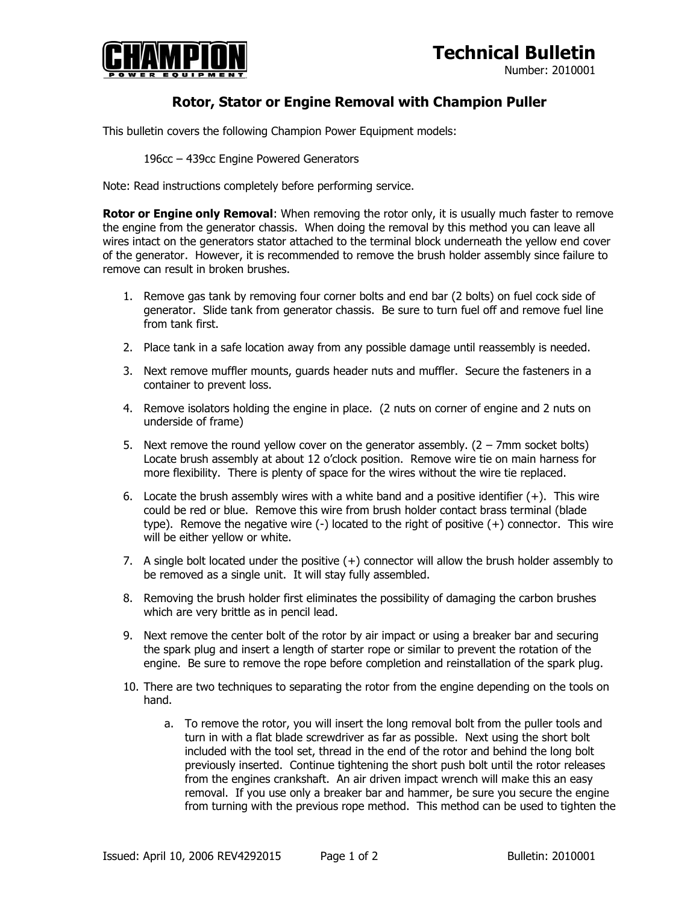**CHAMPION** POWER EQUIPMENT

# Technical Bulletin

Number: 2010001

## Rotor, Stator or Engine Removal with Champion Puller

This bulletin covers the following Champion Power Equipment models:

196cc – 439cc Engine Powered Generators

Note: Read instructions completely before performing service.

**Rotor or Engine only Removal**: When removing the rotor only, it is usually much faster to remove the engine from the generator chassis. When doing the removal by this method you can leave all wires intact on the generators stator attached to the terminal block underneath the yellow end cover of the generator. However, it is recommended to remove the brush holder assembly since failure to remove can result in broken brushes.

1. Remove gas tank by removing four corner bolts and end bar (2 bolts) on fuel cock side of generator. Slide tank from generator chassis. Be sure to turn fuel off and remove fuel line from tank first.
2. Place tank in a safe location away from any possible damage until reassembly is needed.
3. Next remove muffler mounts, guards header nuts and muffler. Secure the fasteners in a container to prevent loss.
4. Remove isolators holding the engine in place. (2 nuts on corner of engine and 2 nuts on underside of frame)
5. Next remove the round yellow cover on the generator assembly. (2 – 7mm socket bolts) Locate brush assembly at about 12 o'clock position. Remove wire tie on main harness for more flexibility. There is plenty of space for the wires without the wire tie replaced.
6. Locate the brush assembly wires with a white band and a positive identifier (+). This wire could be red or blue. Remove this wire from brush holder contact brass terminal (blade type). Remove the negative wire (-) located to the right of positive (+) connector. This wire will be either yellow or white.
7. A single bolt located under the positive (+) connector will allow the brush holder assembly to be removed as a single unit. It will stay fully assembled.
8. Removing the brush holder first eliminates the possibility of damaging the carbon brushes which are very brittle as in pencil lead.
9. Next remove the center bolt of the rotor by air impact or using a breaker bar and securing the spark plug and insert a length of starter rope or similar to prevent the rotation of the engine. Be sure to remove the rope before completion and reinstallation of the spark plug.
10. There are two techniques to separating the rotor from the engine depending on the tools on hand.
    a. To remove the rotor, you will insert the long removal bolt from the puller tools and turn in with a flat blade screwdriver as far as possible. Next using the short bolt included with the tool set, thread in the end of the rotor and behind the long bolt previously inserted. Continue tightening the short push bolt until the rotor releases from the engines crankshaft. An air driven impact wrench will make this an easy removal. If you use only a breaker bar and hammer, be sure you secure the engine from turning with the previous rope method. This method can be used to tighten the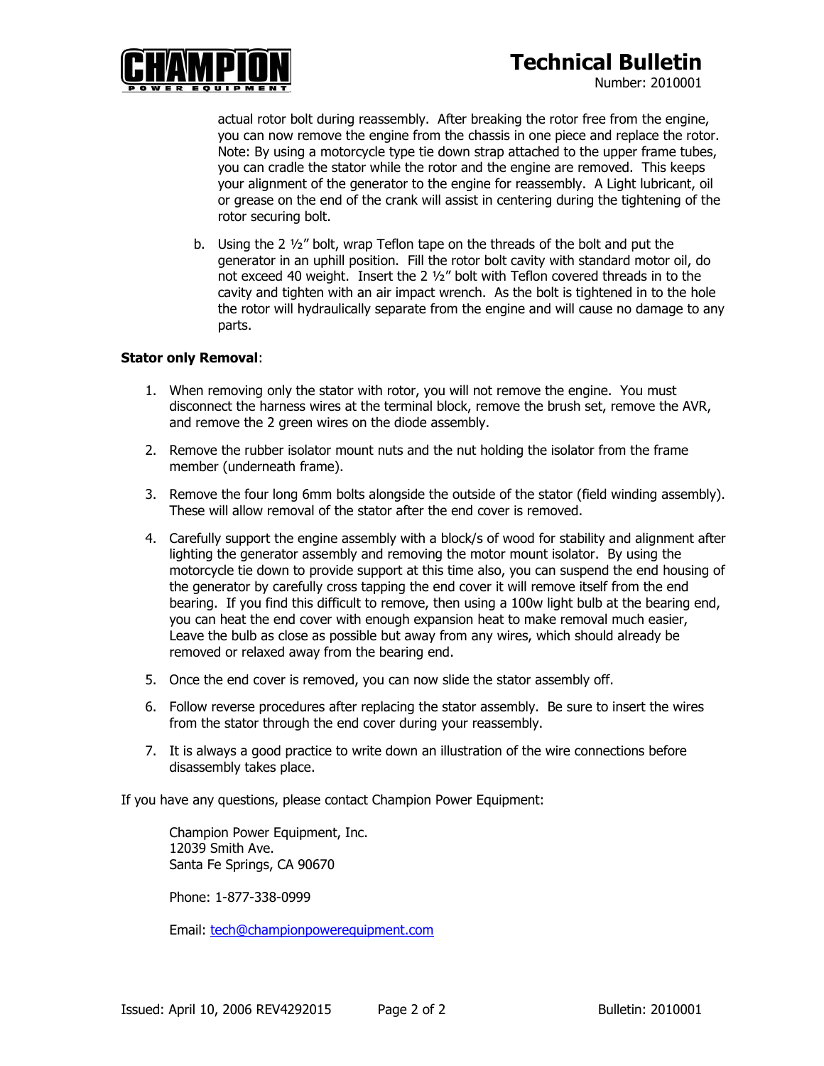actual rotor bolt during reassembly. After breaking the rotor free from the engine, you can now remove the engine from the chassis in one piece and replace the rotor. Note: By using a motorcycle type tie down strap attached to the upper frame tubes, you can cradle the stator while the rotor and the engine are removed. This keeps your alignment of the generator to the engine for reassembly. A Light lubricant, oil or grease on the end of the crank will assist in centering during the tightening of the rotor securing bolt.

b. Using the 2 ½" bolt, wrap Teflon tape on the threads of the bolt and put the generator in an uphill position. Fill the rotor bolt cavity with standard motor oil, do not exceed 40 weight. Insert the 2 ½" bolt with Teflon covered threads in to the cavity and tighten with an air impact wrench. As the bolt is tightened in to the hole the rotor will hydraulically separate from the engine and will cause no damage to any parts.

**Stator only Removal**:

1. When removing only the stator with rotor, you will not remove the engine. You must disconnect the harness wires at the terminal block, remove the brush set, remove the AVR, and remove the 2 green wires on the diode assembly.
2. Remove the rubber isolator mount nuts and the nut holding the isolator from the frame member (underneath frame).
3. Remove the four long 6mm bolts alongside the outside of the stator (field winding assembly). These will allow removal of the stator after the end cover is removed.
4. Carefully support the engine assembly with a block/s of wood for stability and alignment after lighting the generator assembly and removing the motor mount isolator. By using the motorcycle tie down to provide support at this time also, you can suspend the end housing of the generator by carefully cross tapping the end cover it will remove itself from the end bearing. If you find this difficult to remove, then using a 100w light bulb at the bearing end, you can heat the end cover with enough expansion heat to make removal much easier, Leave the bulb as close as possible but away from any wires, which should already be removed or relaxed away from the bearing end.
5. Once the end cover is removed, you can now slide the stator assembly off.
6. Follow reverse procedures after replacing the stator assembly. Be sure to insert the wires from the stator through the end cover during your reassembly.
7. It is always a good practice to write down an illustration of the wire connections before disassembly takes place.

If you have any questions, please contact Champion Power Equipment:

Champion Power Equipment, Inc.
12039 Smith Ave.
Santa Fe Springs, CA 90670

Phone: 1-877-338-0999

Email: tech@championpowerequipment.com